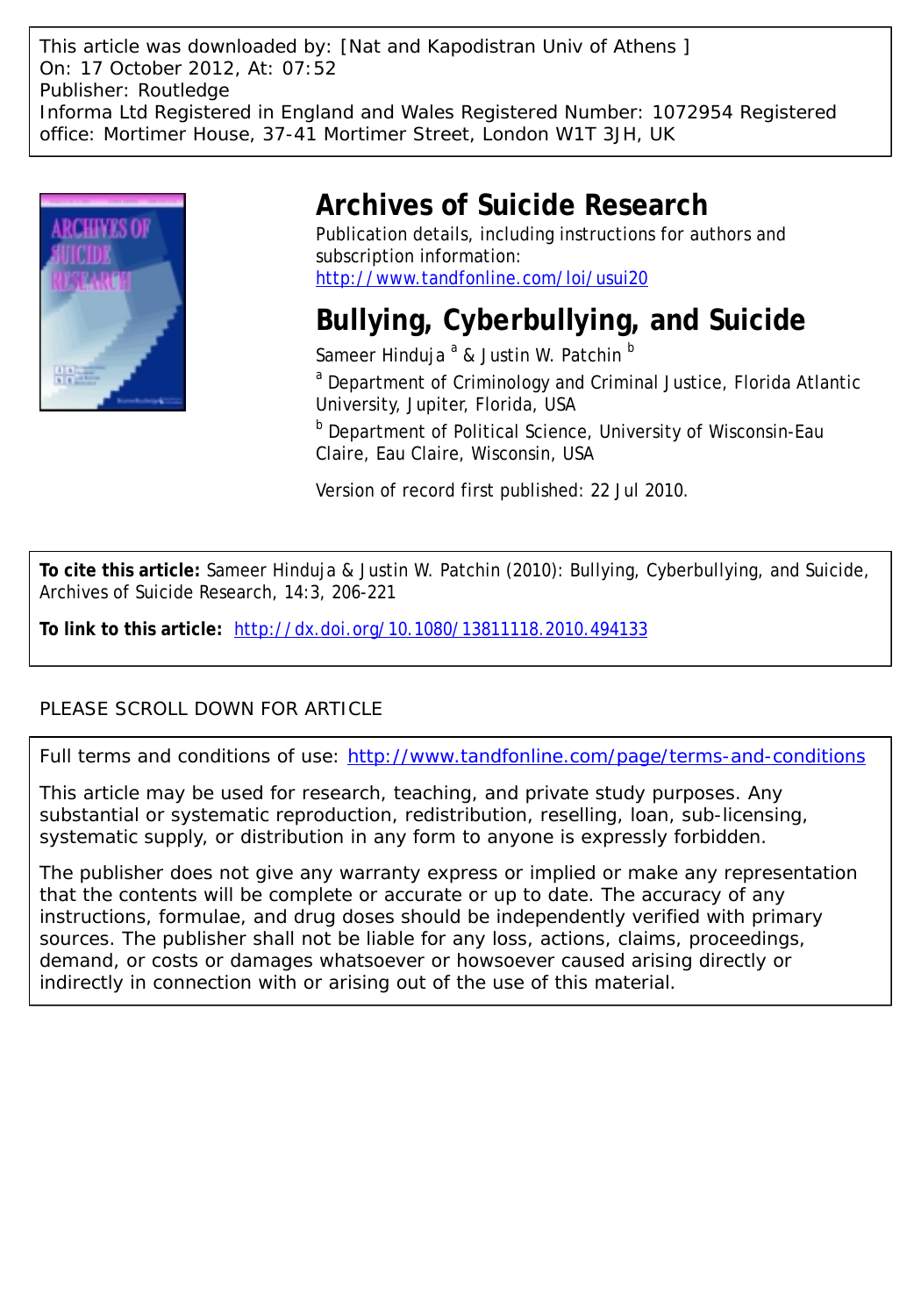This article was downloaded by: [Nat and Kapodistran Univ of Athens ]
On: 17 October 2012, At: 07:52
Publisher: Routledge
Informa Ltd Registered in England and Wales Registered Number: 1072954 Registered office: Mortimer House, 37-41 Mortimer Street, London W1T 3JH, UK

# Archives of Suicide Research

Publication details, including instructions for authors and subscription information:
http://www.tandfonline.com/loi/usui20

# Bullying, Cyberbullying, and Suicide

Sameer Hinduja [a] & Justin W. Patchin [b]

[a] Department of Criminology and Criminal Justice, Florida Atlantic University, Jupiter, Florida, USA

[b] Department of Political Science, University of Wisconsin-Eau Claire, Eau Claire, Wisconsin, USA

Version of record first published: 22 Jul 2010.

**To cite this article:** Sameer Hinduja & Justin W. Patchin (2010): Bullying, Cyberbullying, and Suicide, Archives of Suicide Research, 14:3, 206-221

**To link to this article:** http://dx.doi.org/10.1080/13811118.2010.494133

PLEASE SCROLL DOWN FOR ARTICLE

Full terms and conditions of use: http://www.tandfonline.com/page/terms-and-conditions

This article may be used for research, teaching, and private study purposes. Any substantial or systematic reproduction, redistribution, reselling, loan, sub-licensing, systematic supply, or distribution in any form to anyone is expressly forbidden.

The publisher does not give any warranty express or implied or make any representation that the contents will be complete or accurate or up to date. The accuracy of any instructions, formulae, and drug doses should be independently verified with primary sources. The publisher shall not be liable for any loss, actions, claims, proceedings, demand, or costs or damages whatsoever or howsoever caused arising directly or indirectly in connection with or arising out of the use of this material.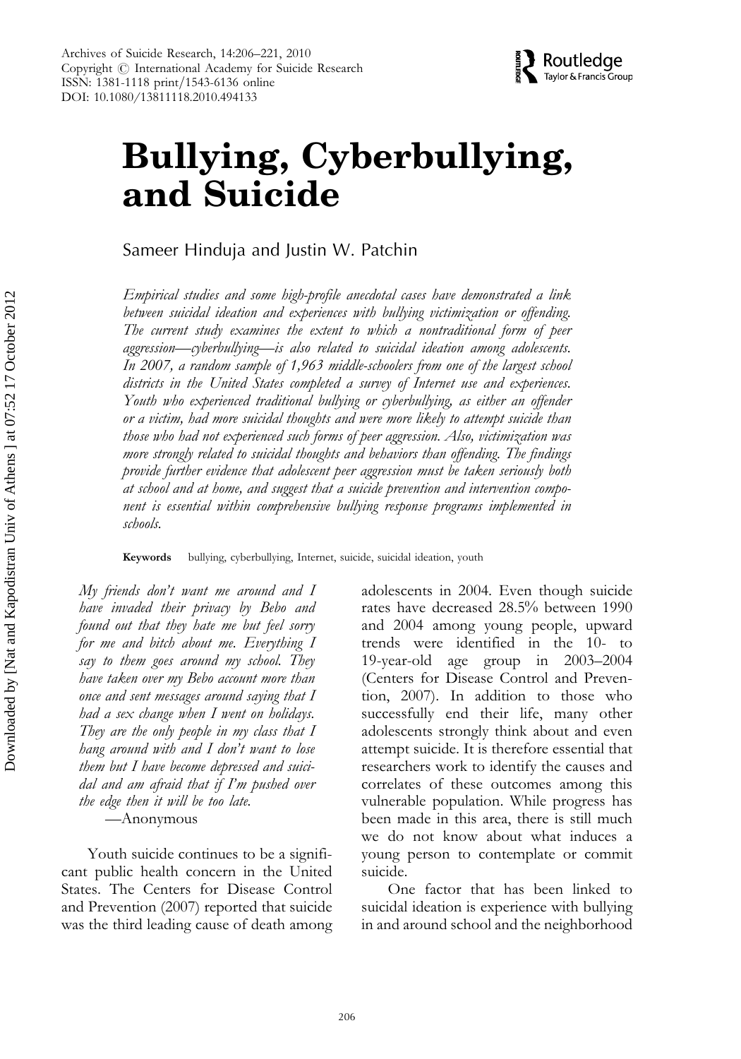# Bullying, Cyberbullying, and Suicide

Sameer Hinduja and Justin W. Patchin

*Empirical studies and some high-profile anecdotal cases have demonstrated a link between suicidal ideation and experiences with bullying victimization or offending. The current study examines the extent to which a nontraditional form of peer aggression—cyberbullying—is also related to suicidal ideation among adolescents. In 2007, a random sample of 1,963 middle-schoolers from one of the largest school districts in the United States completed a survey of Internet use and experiences. Youth who experienced traditional bullying or cyberbullying, as either an offender or a victim, had more suicidal thoughts and were more likely to attempt suicide than those who had not experienced such forms of peer aggression. Also, victimization was more strongly related to suicidal thoughts and behaviors than offending. The findings provide further evidence that adolescent peer aggression must be taken seriously both at school and at home, and suggest that a suicide prevention and intervention component is essential within comprehensive bullying response programs implemented in schools.*

**Keywords** bullying, cyberbullying, Internet, suicide, suicidal ideation, youth

*My friends don't want me around and I have invaded their privacy by Bebo and found out that they hate me but feel sorry for me and bitch about me. Everything I say to them goes around my school. They have taken over my Bebo account more than once and sent messages around saying that I had a sex change when I went on holidays. They are the only people in my class that I hang around with and I don't want to lose them but I have become depressed and suicidal and am afraid that if I'm pushed over the edge then it will be too late.*

—Anonymous

Youth suicide continues to be a significant public health concern in the United States. The Centers for Disease Control and Prevention (2007) reported that suicide was the third leading cause of death among adolescents in 2004. Even though suicide rates have decreased 28.5% between 1990 and 2004 among young people, upward trends were identified in the 10- to 19-year-old age group in 2003–2004 (Centers for Disease Control and Prevention, 2007). In addition to those who successfully end their life, many other adolescents strongly think about and even attempt suicide. It is therefore essential that researchers work to identify the causes and correlates of these outcomes among this vulnerable population. While progress has been made in this area, there is still much we do not know about what induces a young person to contemplate or commit suicide.

One factor that has been linked to suicidal ideation is experience with bullying in and around school and the neighborhood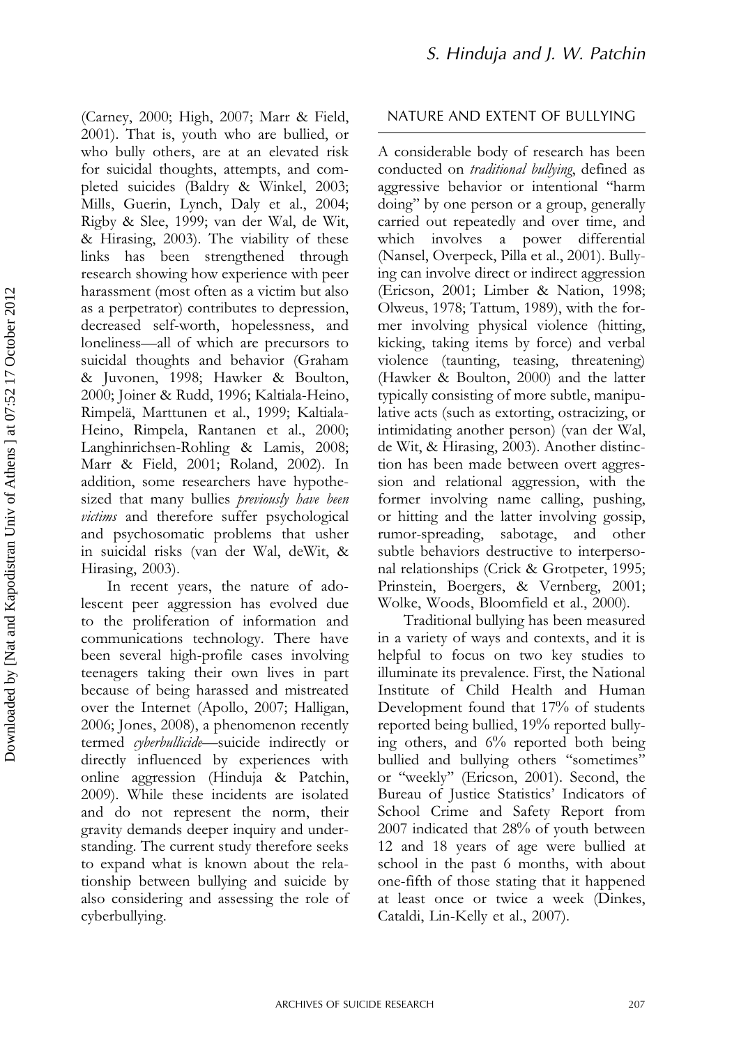(Carney, 2000; High, 2007; Marr & Field, 2001). That is, youth who are bullied, or who bully others, are at an elevated risk for suicidal thoughts, attempts, and completed suicides (Baldry & Winkel, 2003; Mills, Guerin, Lynch, Daly et al., 2004; Rigby & Slee, 1999; van der Wal, de Wit, & Hirasing, 2003). The viability of these links has been strengthened through research showing how experience with peer harassment (most often as a victim but also as a perpetrator) contributes to depression, decreased self-worth, hopelessness, and loneliness—all of which are precursors to suicidal thoughts and behavior (Graham & Juvonen, 1998; Hawker & Boulton, 2000; Joiner & Rudd, 1996; Kaltiala-Heino, Rimpelä, Marttunen et al., 1999; Kaltiala-Heino, Rimpela, Rantanen et al., 2000; Langhinrichsen-Rohling & Lamis, 2008; Marr & Field, 2001; Roland, 2002). In addition, some researchers have hypothesized that many bullies *previously have been victims* and therefore suffer psychological and psychosomatic problems that usher in suicidal risks (van der Wal, deWit, & Hirasing, 2003).

In recent years, the nature of adolescent peer aggression has evolved due to the proliferation of information and communications technology. There have been several high-profile cases involving teenagers taking their own lives in part because of being harassed and mistreated over the Internet (Apollo, 2007; Halligan, 2006; Jones, 2008), a phenomenon recently termed *cyberbullicide*—suicide indirectly or directly influenced by experiences with online aggression (Hinduja & Patchin, 2009). While these incidents are isolated and do not represent the norm, their gravity demands deeper inquiry and understanding. The current study therefore seeks to expand what is known about the relationship between bullying and suicide by also considering and assessing the role of cyberbullying.

## NATURE AND EXTENT OF BULLYING

A considerable body of research has been conducted on *traditional bullying*, defined as aggressive behavior or intentional "harm doing" by one person or a group, generally carried out repeatedly and over time, and which involves a power differential (Nansel, Overpeck, Pilla et al., 2001). Bullying can involve direct or indirect aggression (Ericson, 2001; Limber & Nation, 1998; Olweus, 1978; Tattum, 1989), with the former involving physical violence (hitting, kicking, taking items by force) and verbal violence (taunting, teasing, threatening) (Hawker & Boulton, 2000) and the latter typically consisting of more subtle, manipulative acts (such as extorting, ostracizing, or intimidating another person) (van der Wal, de Wit, & Hirasing, 2003). Another distinction has been made between overt aggression and relational aggression, with the former involving name calling, pushing, or hitting and the latter involving gossip, rumor-spreading, sabotage, and other subtle behaviors destructive to interpersonal relationships (Crick & Grotpeter, 1995; Prinstein, Boergers, & Vernberg, 2001; Wolke, Woods, Bloomfield et al., 2000).

Traditional bullying has been measured in a variety of ways and contexts, and it is helpful to focus on two key studies to illuminate its prevalence. First, the National Institute of Child Health and Human Development found that 17% of students reported being bullied, 19% reported bullying others, and 6% reported both being bullied and bullying others "sometimes" or "weekly" (Ericson, 2001). Second, the Bureau of Justice Statistics' Indicators of School Crime and Safety Report from 2007 indicated that 28% of youth between 12 and 18 years of age were bullied at school in the past 6 months, with about one-fifth of those stating that it happened at least once or twice a week (Dinkes, Cataldi, Lin-Kelly et al., 2007).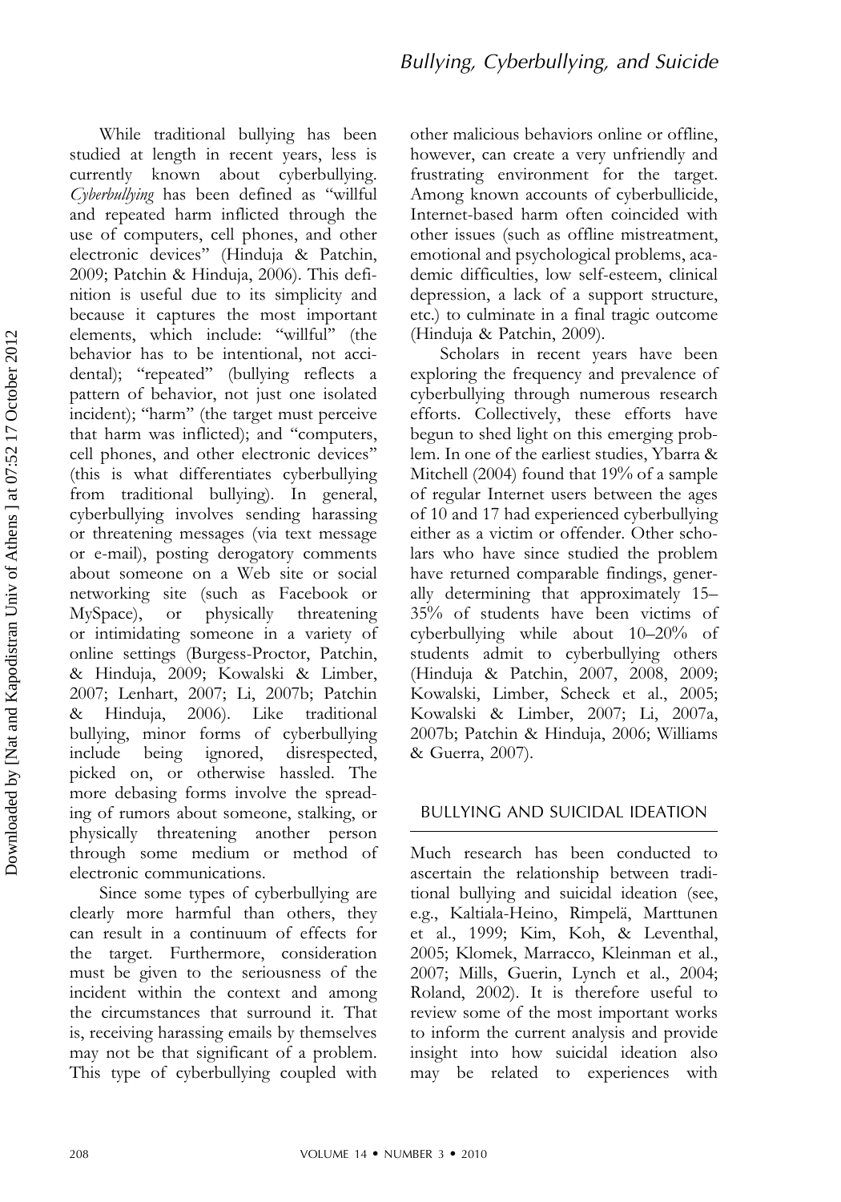While traditional bullying has been studied at length in recent years, less is currently known about cyberbullying. *Cyberbullying* has been defined as "willful and repeated harm inflicted through the use of computers, cell phones, and other electronic devices" (Hinduja & Patchin, 2009; Patchin & Hinduja, 2006). This definition is useful due to its simplicity and because it captures the most important elements, which include: "willful" (the behavior has to be intentional, not accidental); "repeated" (bullying reflects a pattern of behavior, not just one isolated incident); "harm" (the target must perceive that harm was inflicted); and "computers, cell phones, and other electronic devices" (this is what differentiates cyberbullying from traditional bullying). In general, cyberbullying involves sending harassing or threatening messages (via text message or e-mail), posting derogatory comments about someone on a Web site or social networking site (such as Facebook or MySpace), or physically threatening or intimidating someone in a variety of online settings (Burgess-Proctor, Patchin, & Hinduja, 2009; Kowalski & Limber, 2007; Lenhart, 2007; Li, 2007b; Patchin & Hinduja, 2006). Like traditional bullying, minor forms of cyberbullying include being ignored, disrespected, picked on, or otherwise hassled. The more debasing forms involve the spreading of rumors about someone, stalking, or physically threatening another person through some medium or method of electronic communications.

Since some types of cyberbullying are clearly more harmful than others, they can result in a continuum of effects for the target. Furthermore, consideration must be given to the seriousness of the incident within the context and among the circumstances that surround it. That is, receiving harassing emails by themselves may not be that significant of a problem. This type of cyberbullying coupled with other malicious behaviors online or offline, however, can create a very unfriendly and frustrating environment for the target. Among known accounts of cyberbullicide, Internet-based harm often coincided with other issues (such as offline mistreatment, emotional and psychological problems, academic difficulties, low self-esteem, clinical depression, a lack of a support structure, etc.) to culminate in a final tragic outcome (Hinduja & Patchin, 2009).

Scholars in recent years have been exploring the frequency and prevalence of cyberbullying through numerous research efforts. Collectively, these efforts have begun to shed light on this emerging problem. In one of the earliest studies, Ybarra & Mitchell (2004) found that 19% of a sample of regular Internet users between the ages of 10 and 17 had experienced cyberbullying either as a victim or offender. Other scholars who have since studied the problem have returned comparable findings, generally determining that approximately 15–35% of students have been victims of cyberbullying while about 10–20% of students admit to cyberbullying others (Hinduja & Patchin, 2007, 2008, 2009; Kowalski, Limber, Scheck et al., 2005; Kowalski & Limber, 2007; Li, 2007a, 2007b; Patchin & Hinduja, 2006; Williams & Guerra, 2007).

## BULLYING AND SUICIDAL IDEATION

Much research has been conducted to ascertain the relationship between traditional bullying and suicidal ideation (see, e.g., Kaltiala-Heino, Rimpelä, Marttunen et al., 1999; Kim, Koh, & Leventhal, 2005; Klomek, Marracco, Kleinman et al., 2007; Mills, Guerin, Lynch et al., 2004; Roland, 2002). It is therefore useful to review some of the most important works to inform the current analysis and provide insight into how suicidal ideation also may be related to experiences with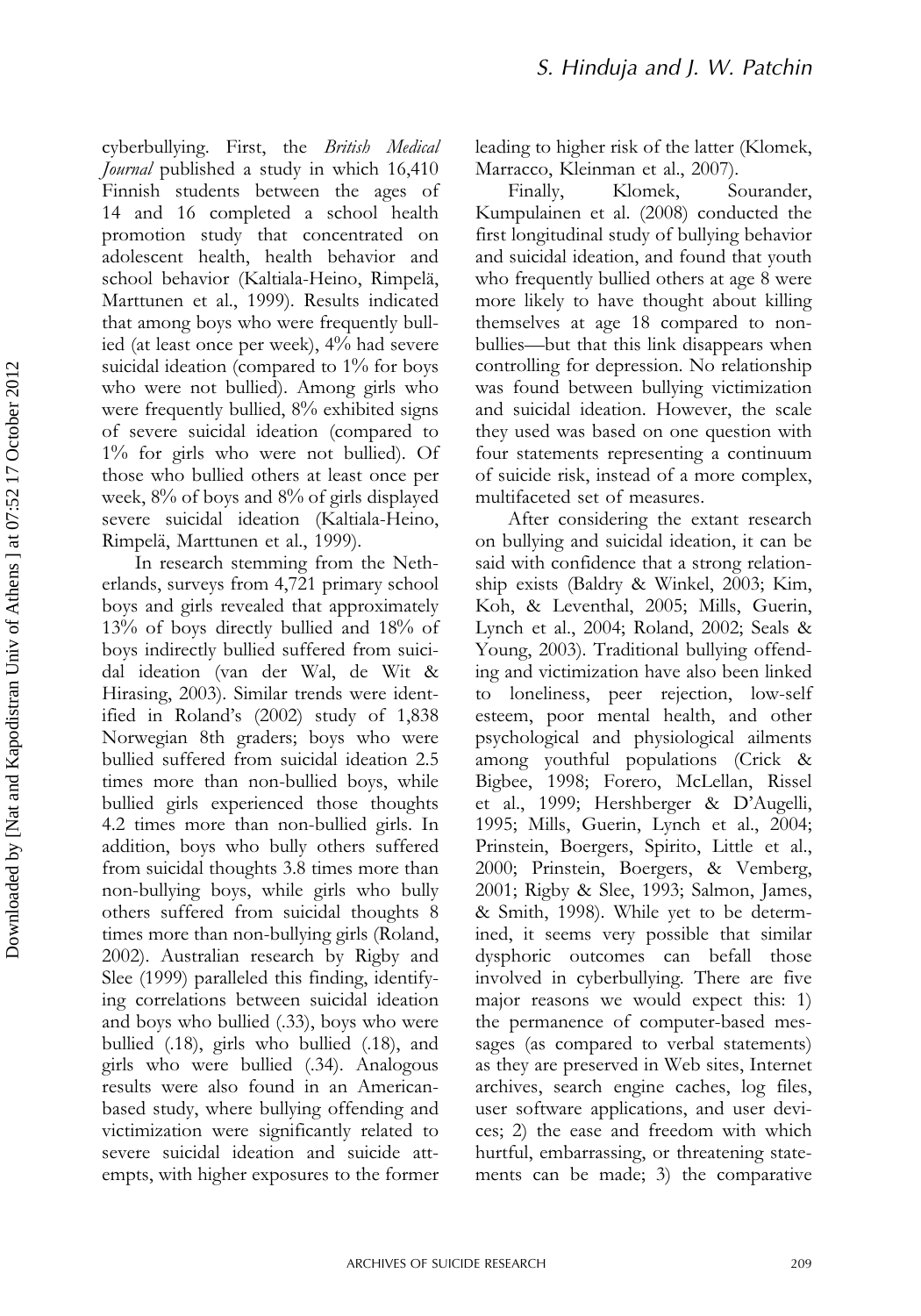cyberbullying. First, the *British Medical Journal* published a study in which 16,410 Finnish students between the ages of 14 and 16 completed a school health promotion study that concentrated on adolescent health, health behavior and school behavior (Kaltiala-Heino, Rimpelä, Marttunen et al., 1999). Results indicated that among boys who were frequently bullied (at least once per week), 4% had severe suicidal ideation (compared to 1% for boys who were not bullied). Among girls who were frequently bullied, 8% exhibited signs of severe suicidal ideation (compared to 1% for girls who were not bullied). Of those who bullied others at least once per week, 8% of boys and 8% of girls displayed severe suicidal ideation (Kaltiala-Heino, Rimpelä, Marttunen et al., 1999).

In research stemming from the Netherlands, surveys from 4,721 primary school boys and girls revealed that approximately 13% of boys directly bullied and 18% of boys indirectly bullied suffered from suicidal ideation (van der Wal, de Wit & Hirasing, 2003). Similar trends were identified in Roland's (2002) study of 1,838 Norwegian 8th graders; boys who were bullied suffered from suicidal ideation 2.5 times more than non-bullied boys, while bullied girls experienced those thoughts 4.2 times more than non-bullied girls. In addition, boys who bully others suffered from suicidal thoughts 3.8 times more than non-bullying boys, while girls who bully others suffered from suicidal thoughts 8 times more than non-bullying girls (Roland, 2002). Australian research by Rigby and Slee (1999) paralleled this finding, identifying correlations between suicidal ideation and boys who bullied (.33), boys who were bullied (.18), girls who bullied (.18), and girls who were bullied (.34). Analogous results were also found in an American-based study, where bullying offending and victimization were significantly related to severe suicidal ideation and suicide attempts, with higher exposures to the former leading to higher risk of the latter (Klomek, Marracco, Kleinman et al., 2007).

Finally, Klomek, Sourander, Kumpulainen et al. (2008) conducted the first longitudinal study of bullying behavior and suicidal ideation, and found that youth who frequently bullied others at age 8 were more likely to have thought about killing themselves at age 18 compared to non-bullies—but that this link disappears when controlling for depression. No relationship was found between bullying victimization and suicidal ideation. However, the scale they used was based on one question with four statements representing a continuum of suicide risk, instead of a more complex, multifaceted set of measures.

After considering the extant research on bullying and suicidal ideation, it can be said with confidence that a strong relationship exists (Baldry & Winkel, 2003; Kim, Koh, & Leventhal, 2005; Mills, Guerin, Lynch et al., 2004; Roland, 2002; Seals & Young, 2003). Traditional bullying offending and victimization have also been linked to loneliness, peer rejection, low-self esteem, poor mental health, and other psychological and physiological ailments among youthful populations (Crick & Bigbee, 1998; Forero, McLellan, Rissel et al., 1999; Hershberger & D'Augelli, 1995; Mills, Guerin, Lynch et al., 2004; Prinstein, Boergers, Spirito, Little et al., 2000; Prinstein, Boergers, & Vemberg, 2001; Rigby & Slee, 1993; Salmon, James, & Smith, 1998). While yet to be determined, it seems very possible that similar dysphoric outcomes can befall those involved in cyberbullying. There are five major reasons we would expect this: 1) the permanence of computer-based messages (as compared to verbal statements) as they are preserved in Web sites, Internet archives, search engine caches, log files, user software applications, and user devices; 2) the ease and freedom with which hurtful, embarrassing, or threatening statements can be made; 3) the comparative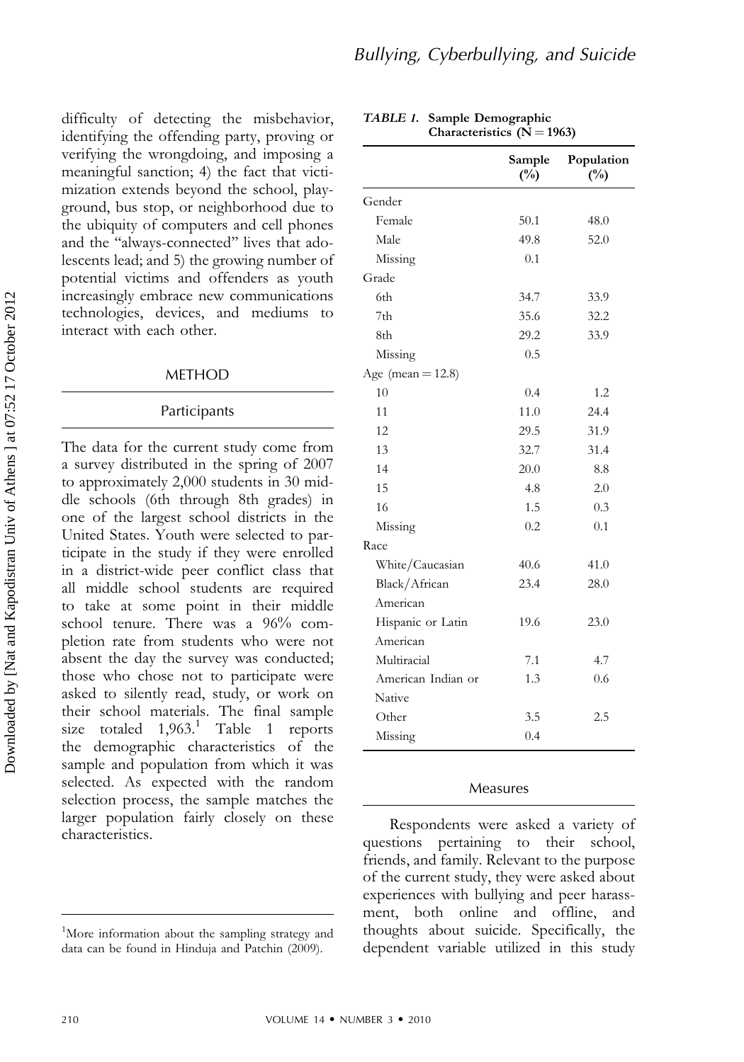difficulty of detecting the misbehavior, identifying the offending party, proving or verifying the wrongdoing, and imposing a meaningful sanction; 4) the fact that victimization extends beyond the school, playground, bus stop, or neighborhood due to the ubiquity of computers and cell phones and the "always-connected" lives that adolescents lead; and 5) the growing number of potential victims and offenders as youth increasingly embrace new communications technologies, devices, and mediums to interact with each other.

## METHOD

### Participants

The data for the current study come from a survey distributed in the spring of 2007 to approximately 2,000 students in 30 middle schools (6th through 8th grades) in one of the largest school districts in the United States. Youth were selected to participate in the study if they were enrolled in a district-wide peer conflict class that all middle school students are required to take at some point in their middle school tenure. There was a 96% completion rate from students who were not absent the day the survey was conducted; those who chose not to participate were asked to silently read, study, or work on their school materials. The final sample size totaled 1,963.[1] Table 1 reports the demographic characteristics of the sample and population from which it was selected. As expected with the random selection process, the sample matches the larger population fairly closely on these characteristics.

*TABLE 1.* **Sample Demographic Characteristics (N = 1963)**

| | Sample (%) | Population (%) |
|---|---|---|
| Gender | | |
| Female | 50.1 | 48.0 |
| Male | 49.8 | 52.0 |
| Missing | 0.1 | |
| Grade | | |
| 6th | 34.7 | 33.9 |
| 7th | 35.6 | 32.2 |
| 8th | 29.2 | 33.9 |
| Missing | 0.5 | |
| Age (mean = 12.8) | | |
| 10 | 0.4 | 1.2 |
| 11 | 11.0 | 24.4 |
| 12 | 29.5 | 31.9 |
| 13 | 32.7 | 31.4 |
| 14 | 20.0 | 8.8 |
| 15 | 4.8 | 2.0 |
| 16 | 1.5 | 0.3 |
| Missing | 0.2 | 0.1 |
| Race | | |
| White/Caucasian | 40.6 | 41.0 |
| Black/African American | 23.4 | 28.0 |
| Hispanic or Latin American | 19.6 | 23.0 |
| Multiracial | 7.1 | 4.7 |
| American Indian or Native | 1.3 | 0.6 |
| Other | 3.5 | 2.5 |
| Missing | 0.4 | |

### Measures

Respondents were asked a variety of questions pertaining to their school, friends, and family. Relevant to the purpose of the current study, they were asked about experiences with bullying and peer harassment, both online and offline, and thoughts about suicide. Specifically, the dependent variable utilized in this study

[1]More information about the sampling strategy and data can be found in Hinduja and Patchin (2009).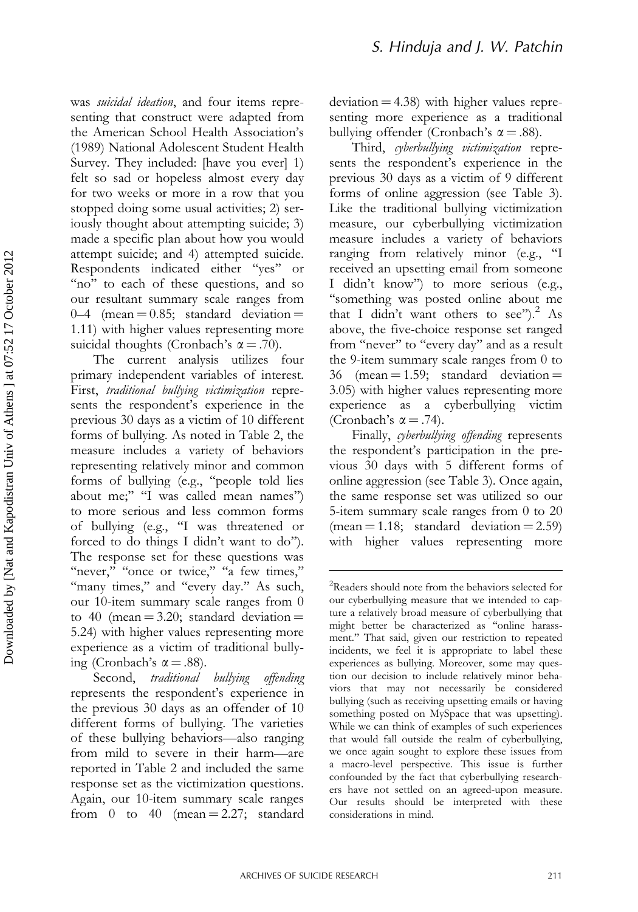was *suicidal ideation*, and four items representing that construct were adapted from the American School Health Association's (1989) National Adolescent Student Health Survey. They included: [have you ever] 1) felt so sad or hopeless almost every day for two weeks or more in a row that you stopped doing some usual activities; 2) seriously thought about attempting suicide; 3) made a specific plan about how you would attempt suicide; and 4) attempted suicide. Respondents indicated either "yes" or "no" to each of these questions, and so our resultant summary scale ranges from 0–4 (mean = 0.85; standard deviation = 1.11) with higher values representing more suicidal thoughts (Cronbach's $\alpha = .70$).

The current analysis utilizes four primary independent variables of interest. First, *traditional bullying victimization* represents the respondent's experience in the previous 30 days as a victim of 10 different forms of bullying. As noted in Table 2, the measure includes a variety of behaviors representing relatively minor and common forms of bullying (e.g., "people told lies about me;" "I was called mean names") to more serious and less common forms of bullying (e.g., "I was threatened or forced to do things I didn't want to do"). The response set for these questions was "never," "once or twice," "a few times," "many times," and "every day." As such, our 10-item summary scale ranges from 0 to 40 (mean = 3.20; standard deviation = 5.24) with higher values representing more experience as a victim of traditional bullying (Cronbach's $\alpha = .88$).

Second, *traditional bullying offending* represents the respondent's experience in the previous 30 days as an offender of 10 different forms of bullying. The varieties of these bullying behaviors—also ranging from mild to severe in their harm—are reported in Table 2 and included the same response set as the victimization questions. Again, our 10-item summary scale ranges from 0 to 40 (mean = 2.27; standard deviation = 4.38) with higher values representing more experience as a traditional bullying offender (Cronbach's $\alpha = .88$).

Third, *cyberbullying victimization* represents the respondent's experience in the previous 30 days as a victim of 9 different forms of online aggression (see Table 3). Like the traditional bullying victimization measure, our cyberbullying victimization measure includes a variety of behaviors ranging from relatively minor (e.g., "I received an upsetting email from someone I didn't know") to more serious (e.g., "something was posted online about me that I didn't want others to see").[2] As above, the five-choice response set ranged from "never" to "every day" and as a result the 9-item summary scale ranges from 0 to 36 (mean = 1.59; standard deviation = 3.05) with higher values representing more experience as a cyberbullying victim (Cronbach's $\alpha = .74$).

Finally, *cyberbullying offending* represents the respondent's participation in the previous 30 days with 5 different forms of online aggression (see Table 3). Once again, the same response set was utilized so our 5-item summary scale ranges from 0 to 20 (mean = 1.18; standard deviation = 2.59) with higher values representing more

---

[2]Readers should note from the behaviors selected for our cyberbullying measure that we intended to capture a relatively broad measure of cyberbullying that might better be characterized as "online harassment." That said, given our restriction to repeated incidents, we feel it is appropriate to label these experiences as bullying. Moreover, some may question our decision to include relatively minor behaviors that may not necessarily be considered bullying (such as receiving upsetting emails or having something posted on MySpace that was upsetting). While we can think of examples of such experiences that would fall outside the realm of cyberbullying, we once again sought to explore these issues from a macro-level perspective. This issue is further confounded by the fact that cyberbullying researchers have not settled on an agreed-upon measure. Our results should be interpreted with these considerations in mind.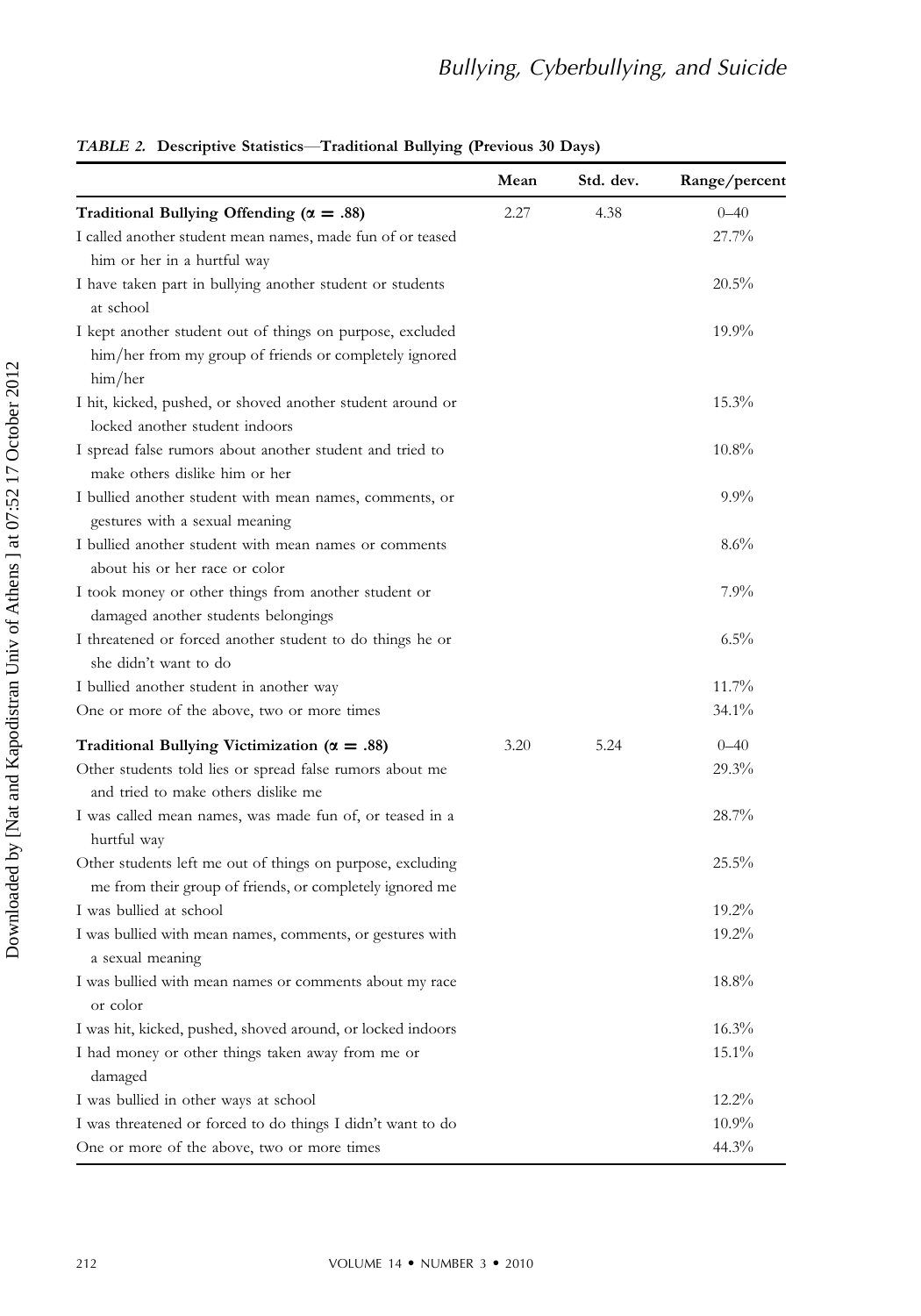*TABLE 2.* **Descriptive Statistics—Traditional Bullying (Previous 30 Days)**

| | Mean | Std. dev. | Range/percent |
|---|---|---|---|
| **Traditional Bullying Offending ($\alpha = .88$)** | 2.27 | 4.38 | 0–40 |
| I called another student mean names, made fun of or teased him or her in a hurtful way | | | 27.7% |
| I have taken part in bullying another student or students at school | | | 20.5% |
| I kept another student out of things on purpose, excluded him/her from my group of friends or completely ignored him/her | | | 19.9% |
| I hit, kicked, pushed, or shoved another student around or locked another student indoors | | | 15.3% |
| I spread false rumors about another student and tried to make others dislike him or her | | | 10.8% |
| I bullied another student with mean names, comments, or gestures with a sexual meaning | | | 9.9% |
| I bullied another student with mean names or comments about his or her race or color | | | 8.6% |
| I took money or other things from another student or damaged another students belongings | | | 7.9% |
| I threatened or forced another student to do things he or she didn't want to do | | | 6.5% |
| I bullied another student in another way | | | 11.7% |
| One or more of the above, two or more times | | | 34.1% |
| **Traditional Bullying Victimization ($\alpha = .88$)** | 3.20 | 5.24 | 0–40 |
| Other students told lies or spread false rumors about me and tried to make others dislike me | | | 29.3% |
| I was called mean names, was made fun of, or teased in a hurtful way | | | 28.7% |
| Other students left me out of things on purpose, excluding me from their group of friends, or completely ignored me | | | 25.5% |
| I was bullied at school | | | 19.2% |
| I was bullied with mean names, comments, or gestures with a sexual meaning | | | 19.2% |
| I was bullied with mean names or comments about my race or color | | | 18.8% |
| I was hit, kicked, pushed, shoved around, or locked indoors | | | 16.3% |
| I had money or other things taken away from me or damaged | | | 15.1% |
| I was bullied in other ways at school | | | 12.2% |
| I was threatened or forced to do things I didn't want to do | | | 10.9% |
| One or more of the above, two or more times | | | 44.3% |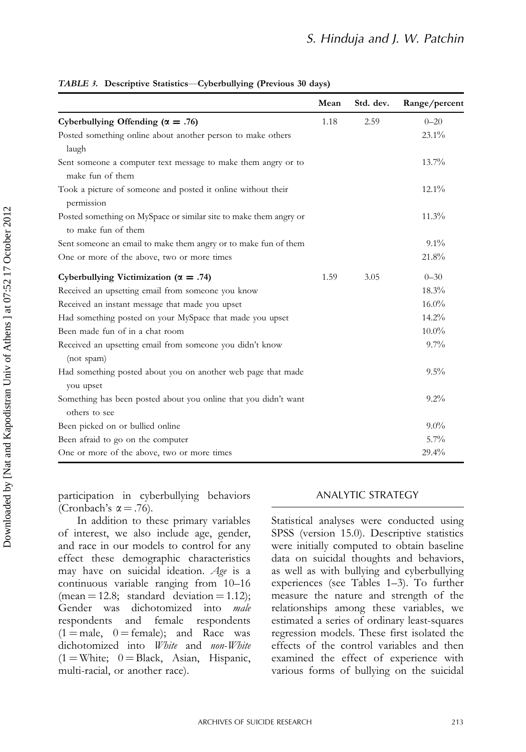*TABLE 3.* **Descriptive Statistics—Cyberbullying (Previous 30 days)**

| | Mean | Std. dev. | Range/percent |
|---|---|---|---|
| **Cyberbullying Offending ($\alpha = .76$)** | 1.18 | 2.59 | 0–20 |
| Posted something online about another person to make others laugh | | | 23.1% |
| Sent someone a computer text message to make them angry or to make fun of them | | | 13.7% |
| Took a picture of someone and posted it online without their permission | | | 12.1% |
| Posted something on MySpace or similar site to make them angry or to make fun of them | | | 11.3% |
| Sent someone an email to make them angry or to make fun of them | | | 9.1% |
| One or more of the above, two or more times | | | 21.8% |
| **Cyberbullying Victimization ($\alpha = .74$)** | 1.59 | 3.05 | 0–30 |
| Received an upsetting email from someone you know | | | 18.3% |
| Received an instant message that made you upset | | | 16.0% |
| Had something posted on your MySpace that made you upset | | | 14.2% |
| Been made fun of in a chat room | | | 10.0% |
| Received an upsetting email from someone you didn't know (not spam) | | | 9.7% |
| Had something posted about you on another web page that made you upset | | | 9.5% |
| Something has been posted about you online that you didn't want others to see | | | 9.2% |
| Been picked on or bullied online | | | 9.0% |
| Been afraid to go on the computer | | | 5.7% |
| One or more of the above, two or more times | | | 29.4% |

participation in cyberbullying behaviors (Cronbach's $\alpha = .76$).

In addition to these primary variables of interest, we also include age, gender, and race in our models to control for any effect these demographic characteristics may have on suicidal ideation. *Age* is a continuous variable ranging from 10–16 (mean = 12.8; standard deviation = 1.12); Gender was dichotomized into *male* respondents and female respondents (1 = male, 0 = female); and Race was dichotomized into *White* and *non-White* (1 = White; 0 = Black, Asian, Hispanic, multi-racial, or another race).

## ANALYTIC STRATEGY

Statistical analyses were conducted using SPSS (version 15.0). Descriptive statistics were initially computed to obtain baseline data on suicidal thoughts and behaviors, as well as with bullying and cyberbullying experiences (see Tables 1–3). To further measure the nature and strength of the relationships among these variables, we estimated a series of ordinary least-squares regression models. These first isolated the effects of the control variables and then examined the effect of experience with various forms of bullying on the suicidal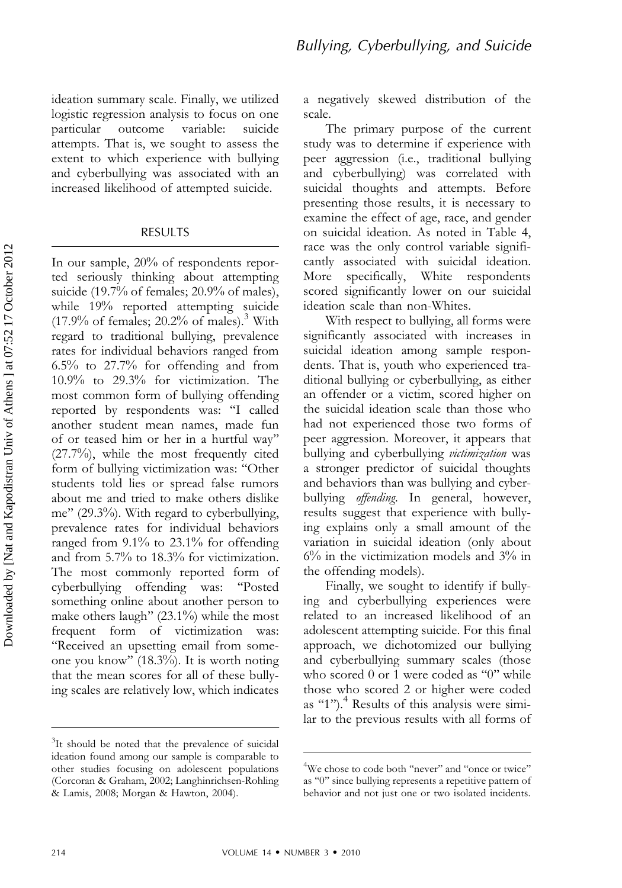ideation summary scale. Finally, we utilized logistic regression analysis to focus on one particular outcome variable: suicide attempts. That is, we sought to assess the extent to which experience with bullying and cyberbullying was associated with an increased likelihood of attempted suicide.

## RESULTS

In our sample, 20% of respondents reported seriously thinking about attempting suicide (19.7% of females; 20.9% of males), while 19% reported attempting suicide (17.9% of females; 20.2% of males).[3] With regard to traditional bullying, prevalence rates for individual behaviors ranged from 6.5% to 27.7% for offending and from 10.9% to 29.3% for victimization. The most common form of bullying offending reported by respondents was: "I called another student mean names, made fun of or teased him or her in a hurtful way" (27.7%), while the most frequently cited form of bullying victimization was: "Other students told lies or spread false rumors about me and tried to make others dislike me" (29.3%). With regard to cyberbullying, prevalence rates for individual behaviors ranged from 9.1% to 23.1% for offending and from 5.7% to 18.3% for victimization. The most commonly reported form of cyberbullying offending was: "Posted something online about another person to make others laugh" (23.1%) while the most frequent form of victimization was: "Received an upsetting email from someone you know" (18.3%). It is worth noting that the mean scores for all of these bullying scales are relatively low, which indicates a negatively skewed distribution of the scale.

The primary purpose of the current study was to determine if experience with peer aggression (i.e., traditional bullying and cyberbullying) was correlated with suicidal thoughts and attempts. Before presenting those results, it is necessary to examine the effect of age, race, and gender on suicidal ideation. As noted in Table 4, race was the only control variable significantly associated with suicidal ideation. More specifically, White respondents scored significantly lower on our suicidal ideation scale than non-Whites.

With respect to bullying, all forms were significantly associated with increases in suicidal ideation among sample respondents. That is, youth who experienced traditional bullying or cyberbullying, as either an offender or a victim, scored higher on the suicidal ideation scale than those who had not experienced those two forms of peer aggression. Moreover, it appears that bullying and cyberbullying *victimization* was a stronger predictor of suicidal thoughts and behaviors than was bullying and cyberbullying *offending*. In general, however, results suggest that experience with bullying explains only a small amount of the variation in suicidal ideation (only about 6% in the victimization models and 3% in the offending models).

Finally, we sought to identify if bullying and cyberbullying experiences were related to an increased likelihood of an adolescent attempting suicide. For this final approach, we dichotomized our bullying and cyberbullying summary scales (those who scored 0 or 1 were coded as "0" while those who scored 2 or higher were coded as "1").[4] Results of this analysis were similar to the previous results with all forms of

[3] It should be noted that the prevalence of suicidal ideation found among our sample is comparable to other studies focusing on adolescent populations (Corcoran & Graham, 2002; Langhinrichsen-Rohling & Lamis, 2008; Morgan & Hawton, 2004).

[4] We chose to code both "never" and "once or twice" as "0" since bullying represents a repetitive pattern of behavior and not just one or two isolated incidents.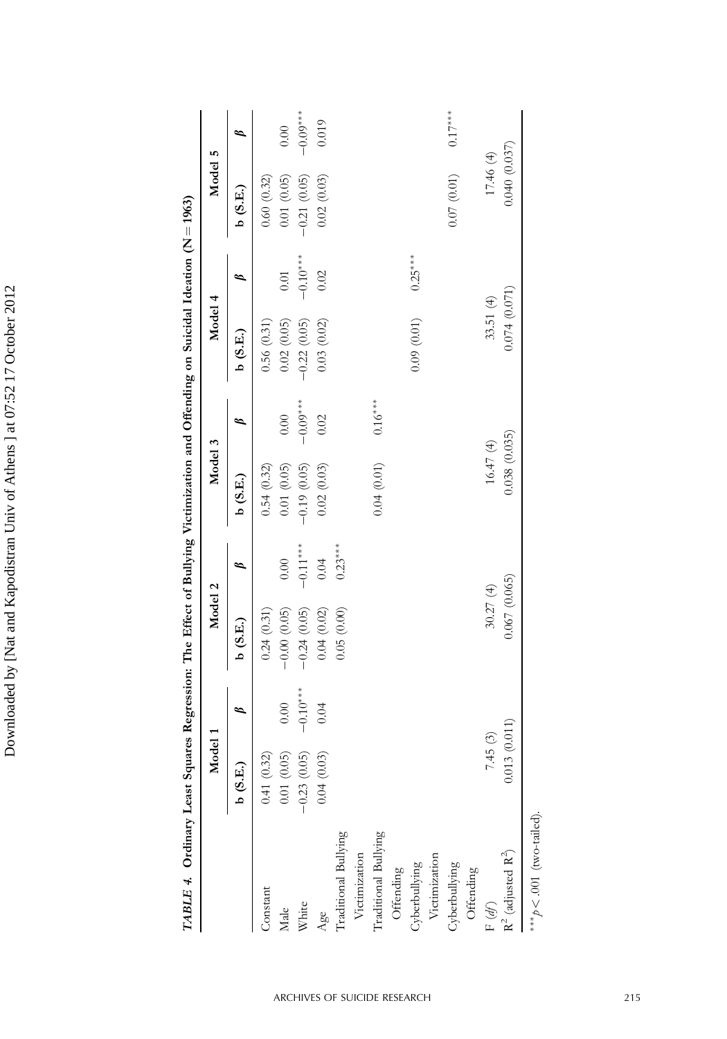**TABLE 4. Ordinary Least Squares Regression: The Effect of Bullying Victimization and Offending on Suicidal Ideation (N = 1963)**

| | Model 1 | | Model 2 | | Model 3 | | Model 4 | | Model 5 | |
|---|---|---|---|---|---|---|---|---|---|---|
| | b (S.E.) | $\beta$ | b (S.E.) | $\beta$ | b (S.E.) | $\beta$ | b (S.E.) | $\beta$ | b (S.E.) | $\beta$ |
| Constant | 0.41 (0.32) | | 0.24 (0.31) | | 0.54 (0.32) | | 0.56 (0.31) | | 0.60 (0.32) | |
| Male | 0.01 (0.05) | 0.00 | −0.00 (0.05) | 0.00 | 0.01 (0.05) | 0.00 | 0.02 (0.05) | 0.01 | 0.01 (0.05) | 0.00 |
| White | −0.23 (0.05) | −0.10*** | −0.24 (0.05) | −0.11*** | −0.19 (0.05) | −0.09*** | −0.22 (0.05) | −0.10*** | −0.21 (0.05) | −0.09*** |
| Age | 0.04 (0.03) | 0.04 | 0.04 (0.02) | 0.04 | 0.02 (0.03) | 0.02 | 0.03 (0.02) | 0.02 | 0.02 (0.03) | 0.019 |
| Traditional Bullying Victimization | | | 0.05 (0.00) | 0.23*** | | | | | | |
| Traditional Bullying Offending | | | | | 0.04 (0.01) | 0.16*** | | | | |
| Cyberbullying Victimization | | | | | | | 0.09 (0.01) | 0.25*** | | |
| Cyberbullying Offending | | | | | | | | | 0.07 (0.01) | 0.17*** |
| F (*df*) | 7.45 (3) | | 30.27 (4) | | 16.47 (4) | | 33.51 (4) | | 17.46 (4) | |
| $R^2$ (adjusted $R^2$) | 0.013 (0.011) | | 0.067 (0.065) | | 0.038 (0.035) | | 0.074 (0.071) | | 0.040 (0.037) | |

***$p < .001$ (two-tailed).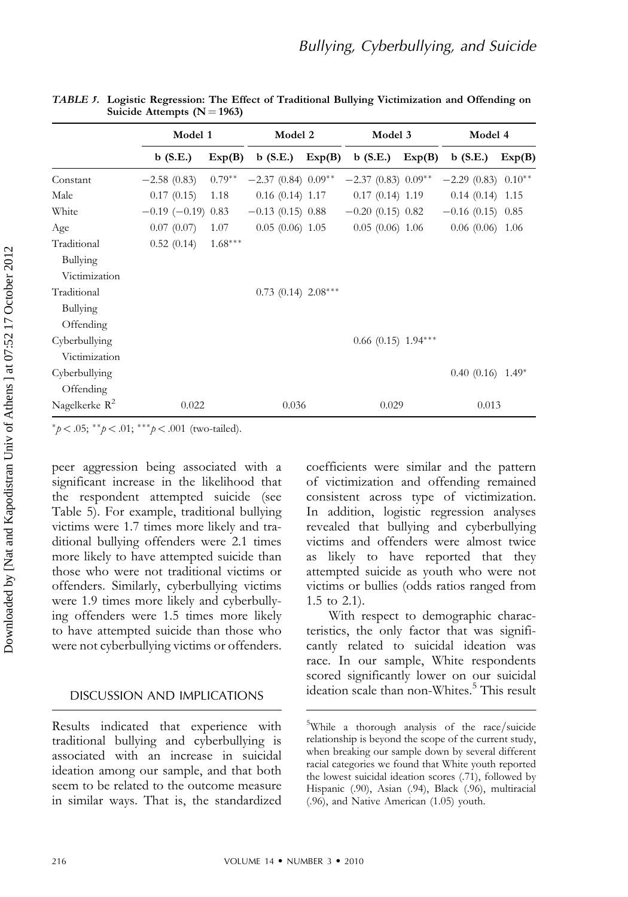*TABLE 5.* **Logistic Regression: The Effect of Traditional Bullying Victimization and Offending on Suicide Attempts (N = 1963)**

| | Model 1 | | Model 2 | | Model 3 | | Model 4 | |
|---|---|---|---|---|---|---|---|---|
| | b (S.E.) | Exp(B) | b (S.E.) | Exp(B) | b (S.E.) | Exp(B) | b (S.E.) | Exp(B) |
| Constant | −2.58 (0.83) | 0.79** | −2.37 (0.84) | 0.09** | −2.37 (0.83) | 0.09** | −2.29 (0.83) | 0.10** |
| Male | 0.17 (0.15) | 1.18 | 0.16 (0.14) | 1.17 | 0.17 (0.14) | 1.19 | 0.14 (0.14) | 1.15 |
| White | −0.19 (−0.19) | 0.83 | −0.13 (0.15) | 0.88 | −0.20 (0.15) | 0.82 | −0.16 (0.15) | 0.85 |
| Age | 0.07 (0.07) | 1.07 | 0.05 (0.06) | 1.05 | 0.05 (0.06) | 1.06 | 0.06 (0.06) | 1.06 |
| Traditional Bullying Victimization | 0.52 (0.14) | 1.68*** | | | | | | |
| Traditional Bullying Offending | | | 0.73 (0.14) | 2.08*** | | | | |
| Cyberbullying Victimization | | | | | 0.66 (0.15) | 1.94*** | | |
| Cyberbullying Offending | | | | | | | 0.40 (0.16) | 1.49* |
| Nagelkerke $R^2$ | 0.022 | | 0.036 | | 0.029 | | 0.013 | |

*$p < .05$; **$p < .01$; ***$p < .001$ (two-tailed).

peer aggression being associated with a significant increase in the likelihood that the respondent attempted suicide (see Table 5). For example, traditional bullying victims were 1.7 times more likely and traditional bullying offenders were 2.1 times more likely to have attempted suicide than those who were not traditional victims or offenders. Similarly, cyberbullying victims were 1.9 times more likely and cyberbullying offenders were 1.5 times more likely to have attempted suicide than those who were not cyberbullying victims or offenders.

## DISCUSSION AND IMPLICATIONS

Results indicated that experience with traditional bullying and cyberbullying is associated with an increase in suicidal ideation among our sample, and that both seem to be related to the outcome measure in similar ways. That is, the standardized coefficients were similar and the pattern of victimization and offending remained consistent across type of victimization. In addition, logistic regression analyses revealed that bullying and cyberbullying victims and offenders were almost twice as likely to have reported that they attempted suicide as youth who were not victims or bullies (odds ratios ranged from 1.5 to 2.1).

With respect to demographic characteristics, the only factor that was significantly related to suicidal ideation was race. In our sample, White respondents scored significantly lower on our suicidal ideation scale than non-Whites.[5] This result

[5]While a thorough analysis of the race/suicide relationship is beyond the scope of the current study, when breaking our sample down by several different racial categories we found that White youth reported the lowest suicidal ideation scores (.71), followed by Hispanic (.90), Asian (.94), Black (.96), multiracial (.96), and Native American (1.05) youth.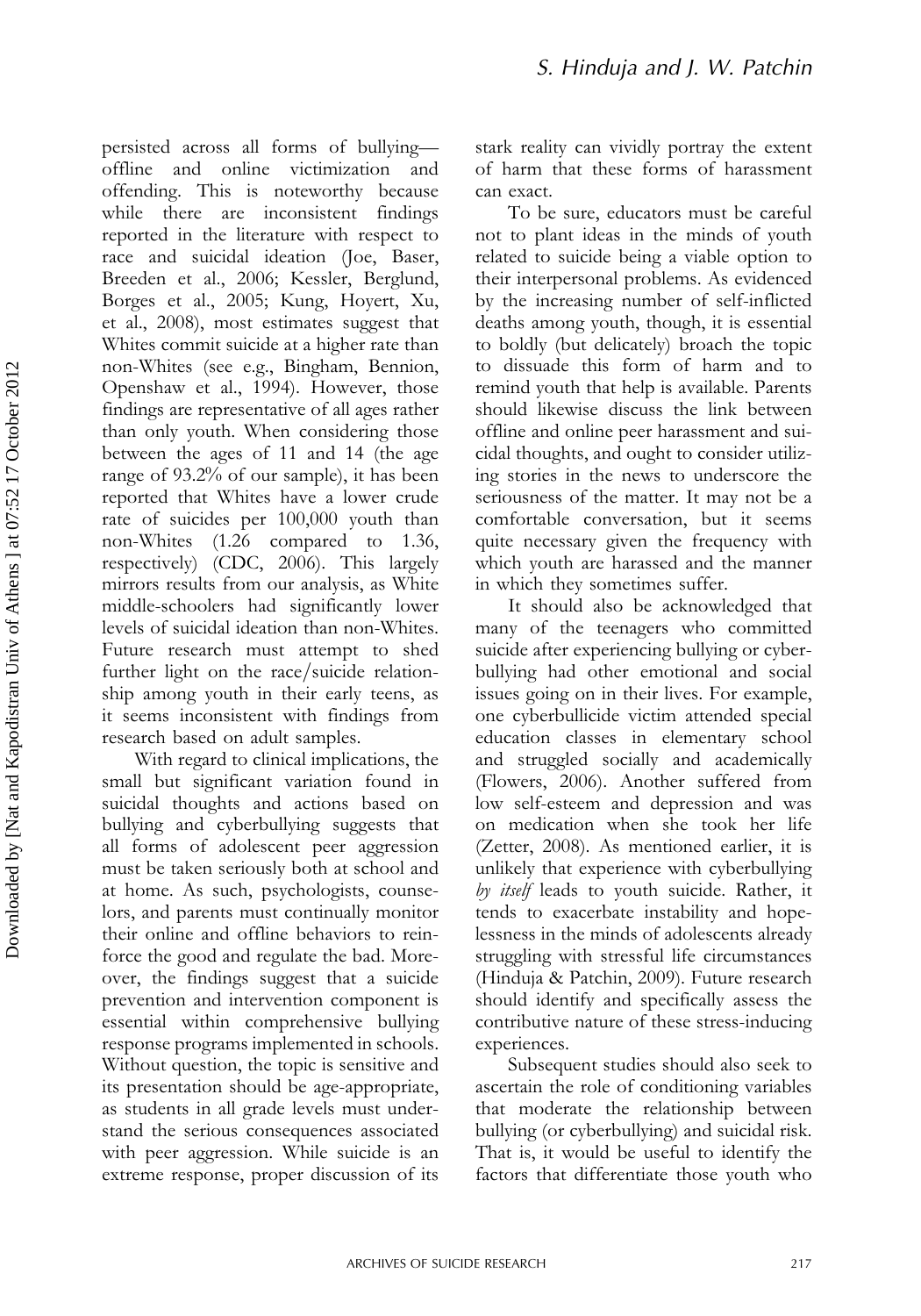persisted across all forms of bullying—offline and online victimization and offending. This is noteworthy because while there are inconsistent findings reported in the literature with respect to race and suicidal ideation (Joe, Baser, Breeden et al., 2006; Kessler, Berglund, Borges et al., 2005; Kung, Hoyert, Xu, et al., 2008), most estimates suggest that Whites commit suicide at a higher rate than non-Whites (see e.g., Bingham, Bennion, Openshaw et al., 1994). However, those findings are representative of all ages rather than only youth. When considering those between the ages of 11 and 14 (the age range of 93.2% of our sample), it has been reported that Whites have a lower crude rate of suicides per 100,000 youth than non-Whites (1.26 compared to 1.36, respectively) (CDC, 2006). This largely mirrors results from our analysis, as White middle-schoolers had significantly lower levels of suicidal ideation than non-Whites. Future research must attempt to shed further light on the race/suicide relationship among youth in their early teens, as it seems inconsistent with findings from research based on adult samples.

With regard to clinical implications, the small but significant variation found in suicidal thoughts and actions based on bullying and cyberbullying suggests that all forms of adolescent peer aggression must be taken seriously both at school and at home. As such, psychologists, counselors, and parents must continually monitor their online and offline behaviors to reinforce the good and regulate the bad. Moreover, the findings suggest that a suicide prevention and intervention component is essential within comprehensive bullying response programs implemented in schools. Without question, the topic is sensitive and its presentation should be age-appropriate, as students in all grade levels must understand the serious consequences associated with peer aggression. While suicide is an extreme response, proper discussion of its stark reality can vividly portray the extent of harm that these forms of harassment can exact.

To be sure, educators must be careful not to plant ideas in the minds of youth related to suicide being a viable option to their interpersonal problems. As evidenced by the increasing number of self-inflicted deaths among youth, though, it is essential to boldly (but delicately) broach the topic to dissuade this form of harm and to remind youth that help is available. Parents should likewise discuss the link between offline and online peer harassment and suicidal thoughts, and ought to consider utilizing stories in the news to underscore the seriousness of the matter. It may not be a comfortable conversation, but it seems quite necessary given the frequency with which youth are harassed and the manner in which they sometimes suffer.

It should also be acknowledged that many of the teenagers who committed suicide after experiencing bullying or cyberbullying had other emotional and social issues going on in their lives. For example, one cyberbullicide victim attended special education classes in elementary school and struggled socially and academically (Flowers, 2006). Another suffered from low self-esteem and depression and was on medication when she took her life (Zetter, 2008). As mentioned earlier, it is unlikely that experience with cyberbullying *by itself* leads to youth suicide. Rather, it tends to exacerbate instability and hopelessness in the minds of adolescents already struggling with stressful life circumstances (Hinduja & Patchin, 2009). Future research should identify and specifically assess the contributive nature of these stress-inducing experiences.

Subsequent studies should also seek to ascertain the role of conditioning variables that moderate the relationship between bullying (or cyberbullying) and suicidal risk. That is, it would be useful to identify the factors that differentiate those youth who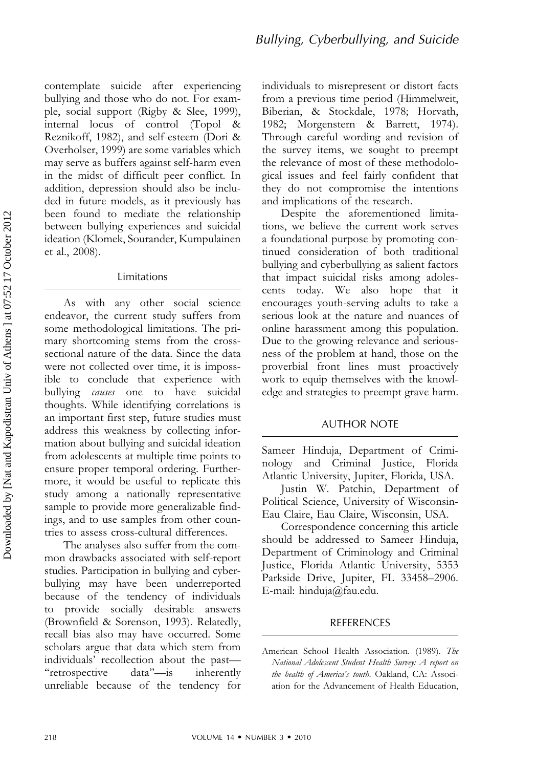contemplate suicide after experiencing bullying and those who do not. For example, social support (Rigby & Slee, 1999), internal locus of control (Topol & Reznikoff, 1982), and self-esteem (Dori & Overholser, 1999) are some variables which may serve as buffers against self-harm even in the midst of difficult peer conflict. In addition, depression should also be included in future models, as it previously has been found to mediate the relationship between bullying experiences and suicidal ideation (Klomek, Sourander, Kumpulainen et al., 2008).

## Limitations

As with any other social science endeavor, the current study suffers from some methodological limitations. The primary shortcoming stems from the cross-sectional nature of the data. Since the data were not collected over time, it is impossible to conclude that experience with bullying *causes* one to have suicidal thoughts. While identifying correlations is an important first step, future studies must address this weakness by collecting information about bullying and suicidal ideation from adolescents at multiple time points to ensure proper temporal ordering. Furthermore, it would be useful to replicate this study among a nationally representative sample to provide more generalizable findings, and to use samples from other countries to assess cross-cultural differences.

The analyses also suffer from the common drawbacks associated with self-report studies. Participation in bullying and cyberbullying may have been underreported because of the tendency of individuals to provide socially desirable answers (Brownfield & Sorenson, 1993). Relatedly, recall bias also may have occurred. Some scholars argue that data which stem from individuals' recollection about the past—"retrospective data"—is inherently unreliable because of the tendency for individuals to misrepresent or distort facts from a previous time period (Himmelweit, Biberian, & Stockdale, 1978; Horvath, 1982; Morgenstern & Barrett, 1974). Through careful wording and revision of the survey items, we sought to preempt the relevance of most of these methodological issues and feel fairly confident that they do not compromise the intentions and implications of the research.

Despite the aforementioned limitations, we believe the current work serves a foundational purpose by promoting continued consideration of both traditional bullying and cyberbullying as salient factors that impact suicidal risks among adolescents today. We also hope that it encourages youth-serving adults to take a serious look at the nature and nuances of online harassment among this population. Due to the growing relevance and seriousness of the problem at hand, those on the proverbial front lines must proactively work to equip themselves with the knowledge and strategies to preempt grave harm.

## AUTHOR NOTE

Sameer Hinduja, Department of Criminology and Criminal Justice, Florida Atlantic University, Jupiter, Florida, USA.

Justin W. Patchin, Department of Political Science, University of Wisconsin-Eau Claire, Eau Claire, Wisconsin, USA.

Correspondence concerning this article should be addressed to Sameer Hinduja, Department of Criminology and Criminal Justice, Florida Atlantic University, 5353 Parkside Drive, Jupiter, FL 33458–2906. E-mail: hinduja@fau.edu.

## REFERENCES

American School Health Association. (1989). *The National Adolescent Student Health Survey: A report on the health of America's touth*. Oakland, CA: Association for the Advancement of Health Education,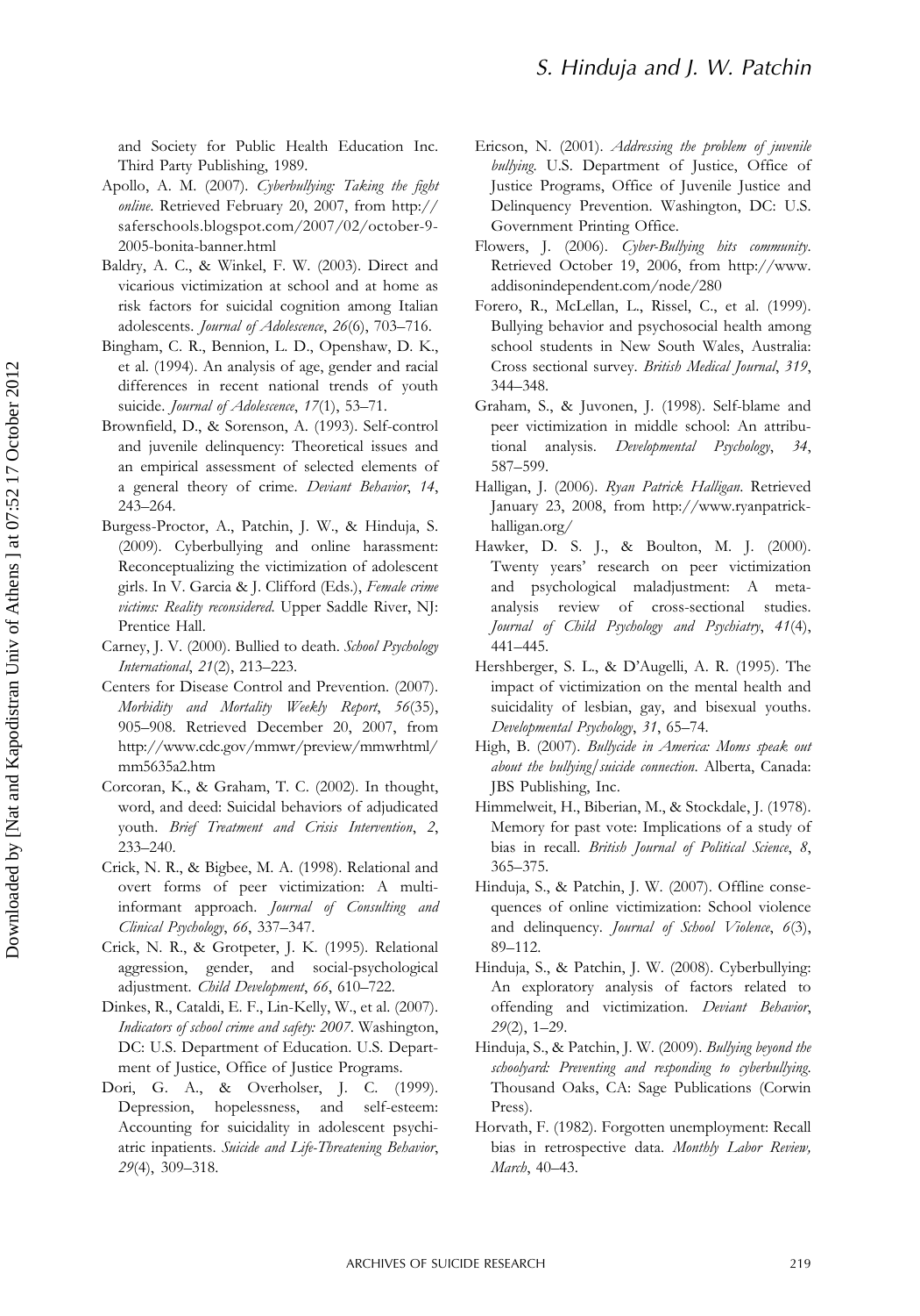and Society for Public Health Education Inc. Third Party Publishing, 1989.

Apollo, A. M. (2007). *Cyberbullying: Taking the fight online*. Retrieved February 20, 2007, from http://saferschools.blogspot.com/2007/02/october-9-2005-bonita-banner.html

Baldry, A. C., & Winkel, F. W. (2003). Direct and vicarious victimization at school and at home as risk factors for suicidal cognition among Italian adolescents. *Journal of Adolescence*, *26*(6), 703–716.

Bingham, C. R., Bennion, L. D., Openshaw, D. K., et al. (1994). An analysis of age, gender and racial differences in recent national trends of youth suicide. *Journal of Adolescence*, *17*(1), 53–71.

Brownfield, D., & Sorenson, A. (1993). Self-control and juvenile delinquency: Theoretical issues and an empirical assessment of selected elements of a general theory of crime. *Deviant Behavior*, *14*, 243–264.

Burgess-Proctor, A., Patchin, J. W., & Hinduja, S. (2009). Cyberbullying and online harassment: Reconceptualizing the victimization of adolescent girls. In V. Garcia & J. Clifford (Eds.), *Female crime victims: Reality reconsidered*. Upper Saddle River, NJ: Prentice Hall.

Carney, J. V. (2000). Bullied to death. *School Psychology International*, *21*(2), 213–223.

Centers for Disease Control and Prevention. (2007). *Morbidity and Mortality Weekly Report*, *56*(35), 905–908. Retrieved December 20, 2007, from http://www.cdc.gov/mmwr/preview/mmwrhtml/mm5635a2.htm

Corcoran, K., & Graham, T. C. (2002). In thought, word, and deed: Suicidal behaviors of adjudicated youth. *Brief Treatment and Crisis Intervention*, *2*, 233–240.

Crick, N. R., & Bigbee, M. A. (1998). Relational and overt forms of peer victimization: A multi-informant approach. *Journal of Consulting and Clinical Psychology*, *66*, 337–347.

Crick, N. R., & Grotpeter, J. K. (1995). Relational aggression, gender, and social-psychological adjustment. *Child Development*, *66*, 610–722.

Dinkes, R., Cataldi, E. F., Lin-Kelly, W., et al. (2007). *Indicators of school crime and safety: 2007*. Washington, DC: U.S. Department of Education. U.S. Department of Justice, Office of Justice Programs.

Dori, G. A., & Overholser, J. C. (1999). Depression, hopelessness, and self-esteem: Accounting for suicidality in adolescent psychiatric inpatients. *Suicide and Life-Threatening Behavior*, *29*(4), 309–318.

Ericson, N. (2001). *Addressing the problem of juvenile bullying*. U.S. Department of Justice, Office of Justice Programs, Office of Juvenile Justice and Delinquency Prevention. Washington, DC: U.S. Government Printing Office.

Flowers, J. (2006). *Cyber-Bullying hits community*. Retrieved October 19, 2006, from http://www.addisonindependent.com/node/280

Forero, R., McLellan, L., Rissel, C., et al. (1999). Bullying behavior and psychosocial health among school students in New South Wales, Australia: Cross sectional survey. *British Medical Journal*, *319*, 344–348.

Graham, S., & Juvonen, J. (1998). Self-blame and peer victimization in middle school: An attributional analysis. *Developmental Psychology*, *34*, 587–599.

Halligan, J. (2006). *Ryan Patrick Halligan*. Retrieved January 23, 2008, from http://www.ryanpatrickhalligan.org/

Hawker, D. S. J., & Boulton, M. J. (2000). Twenty years' research on peer victimization and psychological maladjustment: A meta-analysis review of cross-sectional studies. *Journal of Child Psychology and Psychiatry*, *41*(4), 441–445.

Hershberger, S. L., & D'Augelli, A. R. (1995). The impact of victimization on the mental health and suicidality of lesbian, gay, and bisexual youths. *Developmental Psychology*, *31*, 65–74.

High, B. (2007). *Bullycide in America: Moms speak out about the bullying/suicide connection*. Alberta, Canada: JBS Publishing, Inc.

Himmelweit, H., Biberian, M., & Stockdale, J. (1978). Memory for past vote: Implications of a study of bias in recall. *British Journal of Political Science*, *8*, 365–375.

Hinduja, S., & Patchin, J. W. (2007). Offline consequences of online victimization: School violence and delinquency. *Journal of School Violence*, *6*(3), 89–112.

Hinduja, S., & Patchin, J. W. (2008). Cyberbullying: An exploratory analysis of factors related to offending and victimization. *Deviant Behavior*, *29*(2), 1–29.

Hinduja, S., & Patchin, J. W. (2009). *Bullying beyond the schoolyard: Preventing and responding to cyberbullying*. Thousand Oaks, CA: Sage Publications (Corwin Press).

Horvath, F. (1982). Forgotten unemployment: Recall bias in retrospective data. *Monthly Labor Review, March*, 40–43.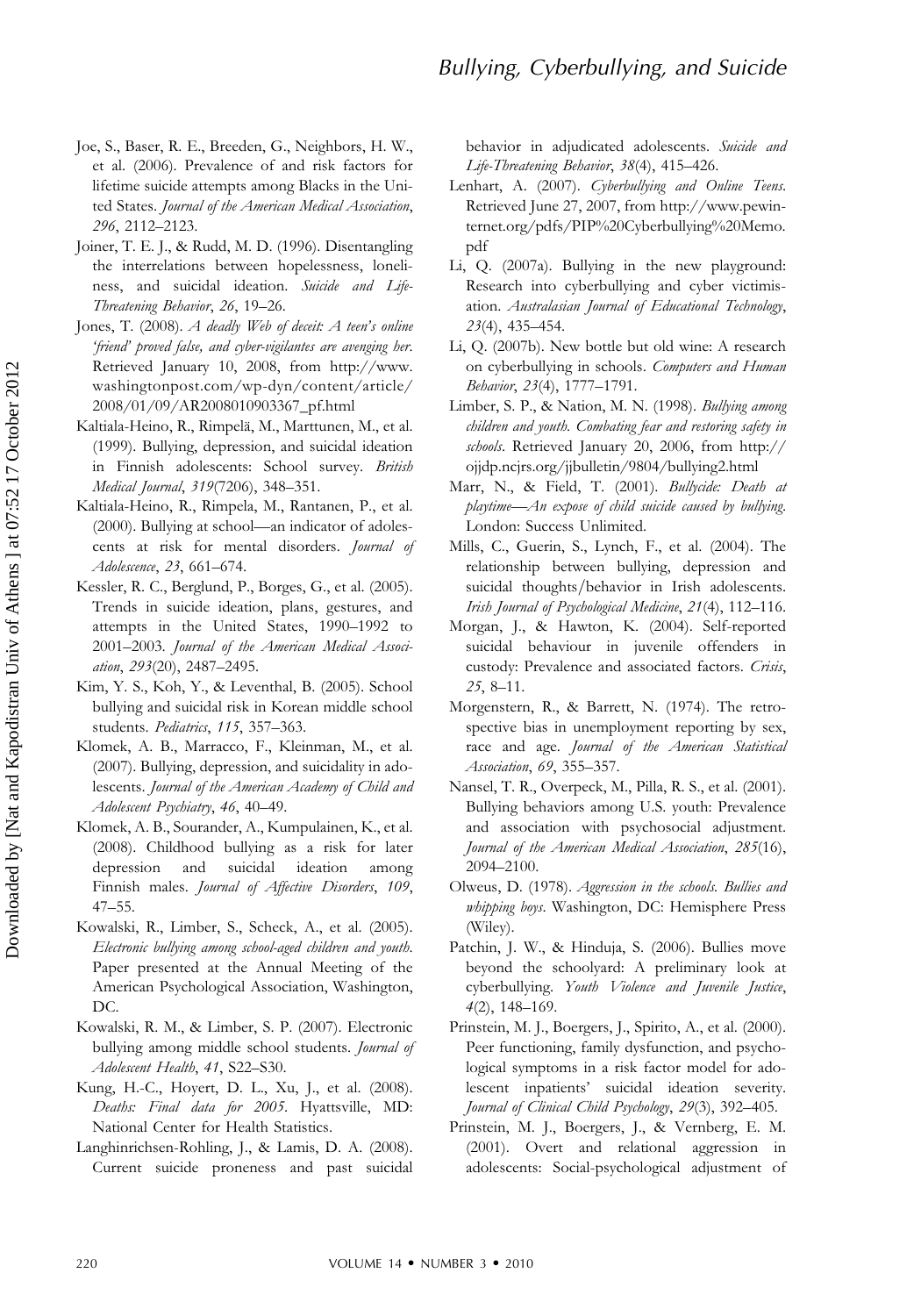Joe, S., Baser, R. E., Breeden, G., Neighbors, H. W., et al. (2006). Prevalence of and risk factors for lifetime suicide attempts among Blacks in the United States. *Journal of the American Medical Association*, *296*, 2112–2123.

Joiner, T. E. J., & Rudd, M. D. (1996). Disentangling the interrelations between hopelessness, loneliness, and suicidal ideation. *Suicide and Life-Threatening Behavior*, *26*, 19–26.

Jones, T. (2008). *A deadly Web of deceit: A teen's online 'friend' proved false, and cyber-vigilantes are avenging her*. Retrieved January 10, 2008, from http://www.washingtonpost.com/wp-dyn/content/article/2008/01/09/AR2008010903367_pf.html

Kaltiala-Heino, R., Rimpelä, M., Marttunen, M., et al. (1999). Bullying, depression, and suicidal ideation in Finnish adolescents: School survey. *British Medical Journal*, *319*(7206), 348–351.

Kaltiala-Heino, R., Rimpela, M., Rantanen, P., et al. (2000). Bullying at school—an indicator of adolescents at risk for mental disorders. *Journal of Adolescence*, *23*, 661–674.

Kessler, R. C., Berglund, P., Borges, G., et al. (2005). Trends in suicide ideation, plans, gestures, and attempts in the United States, 1990–1992 to 2001–2003. *Journal of the American Medical Association*, *293*(20), 2487–2495.

Kim, Y. S., Koh, Y., & Leventhal, B. (2005). School bullying and suicidal risk in Korean middle school students. *Pediatrics*, *115*, 357–363.

Klomek, A. B., Marracco, F., Kleinman, M., et al. (2007). Bullying, depression, and suicidality in adolescents. *Journal of the American Academy of Child and Adolescent Psychiatry*, *46*, 40–49.

Klomek, A. B., Sourander, A., Kumpulainen, K., et al. (2008). Childhood bullying as a risk for later depression and suicidal ideation among Finnish males. *Journal of Affective Disorders*, *109*, 47–55.

Kowalski, R., Limber, S., Scheck, A., et al. (2005). *Electronic bullying among school-aged children and youth*. Paper presented at the Annual Meeting of the American Psychological Association, Washington, DC.

Kowalski, R. M., & Limber, S. P. (2007). Electronic bullying among middle school students. *Journal of Adolescent Health*, *41*, S22–S30.

Kung, H.-C., Hoyert, D. L., Xu, J., et al. (2008). *Deaths: Final data for 2005*. Hyattsville, MD: National Center for Health Statistics.

Langhinrichsen-Rohling, J., & Lamis, D. A. (2008). Current suicide proneness and past suicidal behavior in adjudicated adolescents. *Suicide and Life-Threatening Behavior*, *38*(4), 415–426.

Lenhart, A. (2007). *Cyberbullying and Online Teens*. Retrieved June 27, 2007, from http://www.pewinternet.org/pdfs/PIP%20Cyberbullying%20Memo.pdf

Li, Q. (2007a). Bullying in the new playground: Research into cyberbullying and cyber victimisation. *Australasian Journal of Educational Technology*, *23*(4), 435–454.

Li, Q. (2007b). New bottle but old wine: A research on cyberbullying in schools. *Computers and Human Behavior*, *23*(4), 1777–1791.

Limber, S. P., & Nation, M. N. (1998). *Bullying among children and youth. Combating fear and restoring safety in schools*. Retrieved January 20, 2006, from http://ojjdp.ncjrs.org/jjbulletin/9804/bullying2.html

Marr, N., & Field, T. (2001). *Bullycide: Death at playtime—An expose of child suicide caused by bullying*. London: Success Unlimited.

Mills, C., Guerin, S., Lynch, F., et al. (2004). The relationship between bullying, depression and suicidal thoughts/behavior in Irish adolescents. *Irish Journal of Psychological Medicine*, *21*(4), 112–116.

Morgan, J., & Hawton, K. (2004). Self-reported suicidal behaviour in juvenile offenders in custody: Prevalence and associated factors. *Crisis*, *25*, 8–11.

Morgenstern, R., & Barrett, N. (1974). The retrospective bias in unemployment reporting by sex, race and age. *Journal of the American Statistical Association*, *69*, 355–357.

Nansel, T. R., Overpeck, M., Pilla, R. S., et al. (2001). Bullying behaviors among U.S. youth: Prevalence and association with psychosocial adjustment. *Journal of the American Medical Association*, *285*(16), 2094–2100.

Olweus, D. (1978). *Aggression in the schools. Bullies and whipping boys*. Washington, DC: Hemisphere Press (Wiley).

Patchin, J. W., & Hinduja, S. (2006). Bullies move beyond the schoolyard: A preliminary look at cyberbullying. *Youth Violence and Juvenile Justice*, *4*(2), 148–169.

Prinstein, M. J., Boergers, J., Spirito, A., et al. (2000). Peer functioning, family dysfunction, and psychological symptoms in a risk factor model for adolescent inpatients' suicidal ideation severity. *Journal of Clinical Child Psychology*, *29*(3), 392–405.

Prinstein, M. J., Boergers, J., & Vernberg, E. M. (2001). Overt and relational aggression in adolescents: Social-psychological adjustment of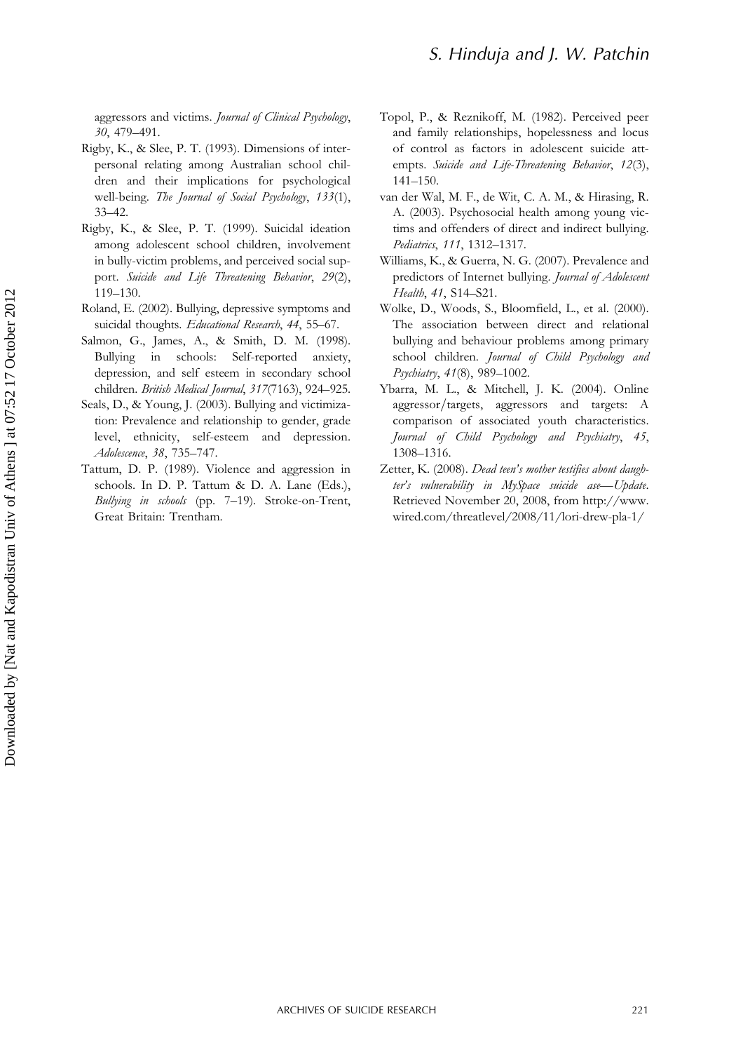aggressors and victims. *Journal of Clinical Psychology*, *30*, 479–491.

Rigby, K., & Slee, P. T. (1993). Dimensions of interpersonal relating among Australian school children and their implications for psychological well-being. *The Journal of Social Psychology*, *133*(1), 33–42.

Rigby, K., & Slee, P. T. (1999). Suicidal ideation among adolescent school children, involvement in bully-victim problems, and perceived social support. *Suicide and Life Threatening Behavior*, *29*(2), 119–130.

Roland, E. (2002). Bullying, depressive symptoms and suicidal thoughts. *Educational Research*, *44*, 55–67.

Salmon, G., James, A., & Smith, D. M. (1998). Bullying in schools: Self-reported anxiety, depression, and self esteem in secondary school children. *British Medical Journal*, *317*(7163), 924–925.

Seals, D., & Young, J. (2003). Bullying and victimization: Prevalence and relationship to gender, grade level, ethnicity, self-esteem and depression. *Adolescence*, *38*, 735–747.

Tattum, D. P. (1989). Violence and aggression in schools. In D. P. Tattum & D. A. Lane (Eds.), *Bullying in schools* (pp. 7–19). Stroke-on-Trent, Great Britain: Trentham.

Topol, P., & Reznikoff, M. (1982). Perceived peer and family relationships, hopelessness and locus of control as factors in adolescent suicide attempts. *Suicide and Life-Threatening Behavior*, *12*(3), 141–150.

van der Wal, M. F., de Wit, C. A. M., & Hirasing, R. A. (2003). Psychosocial health among young victims and offenders of direct and indirect bullying. *Pediatrics*, *111*, 1312–1317.

Williams, K., & Guerra, N. G. (2007). Prevalence and predictors of Internet bullying. *Journal of Adolescent Health*, *41*, S14–S21.

Wolke, D., Woods, S., Bloomfield, L., et al. (2000). The association between direct and relational bullying and behaviour problems among primary school children. *Journal of Child Psychology and Psychiatry*, *41*(8), 989–1002.

Ybarra, M. L., & Mitchell, J. K. (2004). Online aggressor/targets, aggressors and targets: A comparison of associated youth characteristics. *Journal of Child Psychology and Psychiatry*, *45*, 1308–1316.

Zetter, K. (2008). *Dead teen's mother testifies about daughter's vulnerability in MySpace suicide ase—Update*. Retrieved November 20, 2008, from http://www.wired.com/threatlevel/2008/11/lori-drew-pla-1/